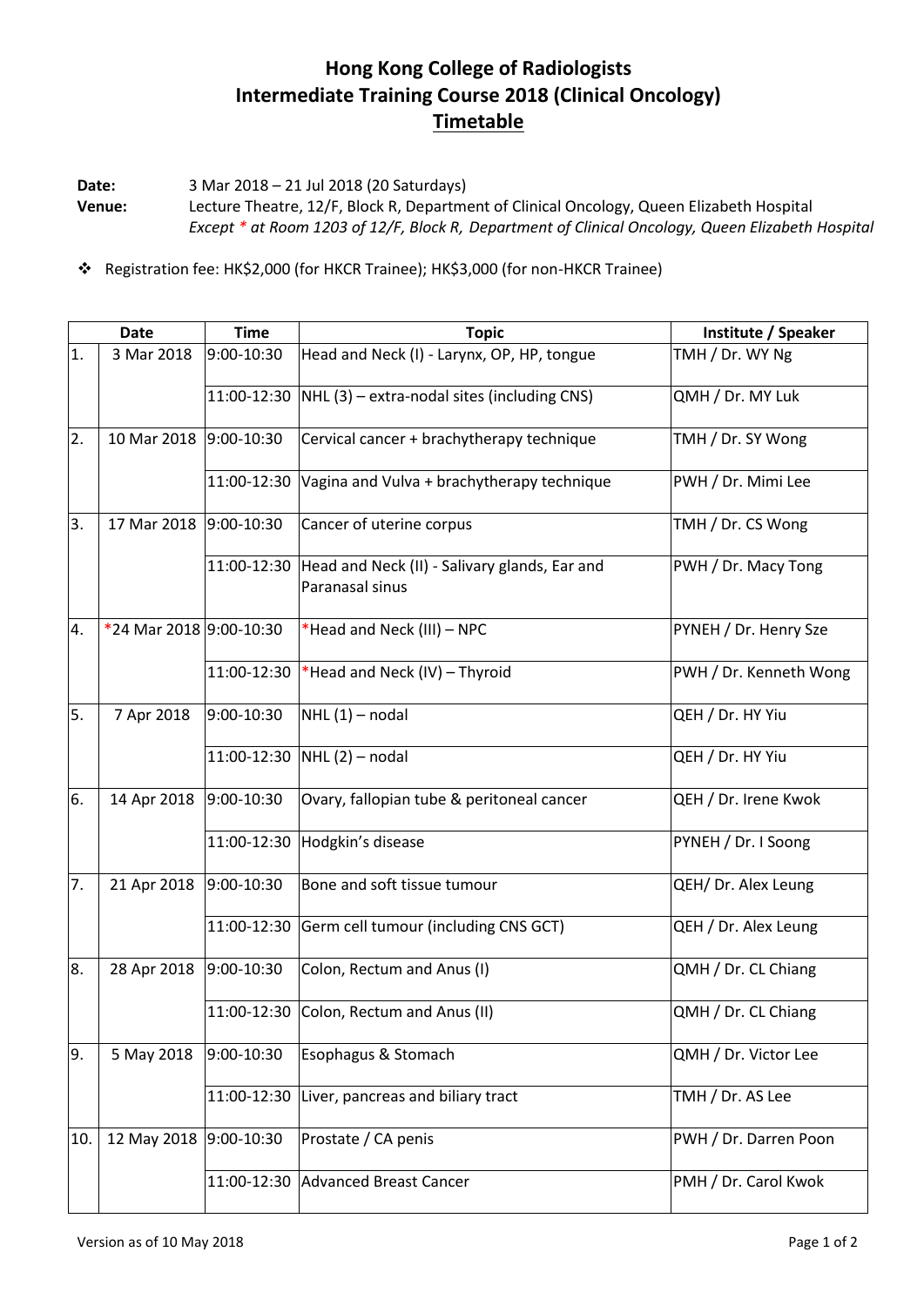# Hong Kong College of Radiologists
# Intermediate Training Course 2018 (Clinical Oncology)
## Timetable

**Date:** 3 Mar 2018 – 21 Jul 2018 (20 Saturdays)

**Venue:** Lecture Theatre, 12/F, Block R, Department of Clinical Oncology, Queen Elizabeth Hospital
*Except * at Room 1203 of 12/F, Block R, Department of Clinical Oncology, Queen Elizabeth Hospital*

- Registration fee: HK$2,000 (for HKCR Trainee); HK$3,000 (for non-HKCR Trainee)

| Date | | Time | Topic | Institute / Speaker |
|---|---|---|---|---|
| 1. | 3 Mar 2018 | 9:00-10:30 | Head and Neck (I) - Larynx, OP, HP, tongue | TMH / Dr. WY Ng |
| | | 11:00-12:30 | NHL (3) – extra-nodal sites (including CNS) | QMH / Dr. MY Luk |
| 2. | 10 Mar 2018 | 9:00-10:30 | Cervical cancer + brachytherapy technique | TMH / Dr. SY Wong |
| | | 11:00-12:30 | Vagina and Vulva + brachytherapy technique | PWH / Dr. Mimi Lee |
| 3. | 17 Mar 2018 | 9:00-10:30 | Cancer of uterine corpus | TMH / Dr. CS Wong |
| | | 11:00-12:30 | Head and Neck (II) - Salivary glands, Ear and Paranasal sinus | PWH / Dr. Macy Tong |
| 4. | *24 Mar 2018 | 9:00-10:30 | *Head and Neck (III) – NPC | PYNEH / Dr. Henry Sze |
| | | 11:00-12:30 | *Head and Neck (IV) – Thyroid | PWH / Dr. Kenneth Wong |
| 5. | 7 Apr 2018 | 9:00-10:30 | NHL (1) – nodal | QEH / Dr. HY Yiu |
| | | 11:00-12:30 | NHL (2) – nodal | QEH / Dr. HY Yiu |
| 6. | 14 Apr 2018 | 9:00-10:30 | Ovary, fallopian tube & peritoneal cancer | QEH / Dr. Irene Kwok |
| | | 11:00-12:30 | Hodgkin's disease | PYNEH / Dr. I Soong |
| 7. | 21 Apr 2018 | 9:00-10:30 | Bone and soft tissue tumour | QEH/ Dr. Alex Leung |
| | | 11:00-12:30 | Germ cell tumour (including CNS GCT) | QEH / Dr. Alex Leung |
| 8. | 28 Apr 2018 | 9:00-10:30 | Colon, Rectum and Anus (I) | QMH / Dr. CL Chiang |
| | | 11:00-12:30 | Colon, Rectum and Anus (II) | QMH / Dr. CL Chiang |
| 9. | 5 May 2018 | 9:00-10:30 | Esophagus & Stomach | QMH / Dr. Victor Lee |
| | | 11:00-12:30 | Liver, pancreas and biliary tract | TMH / Dr. AS Lee |
| 10. | 12 May 2018 | 9:00-10:30 | Prostate / CA penis | PWH / Dr. Darren Poon |
| | | 11:00-12:30 | Advanced Breast Cancer | PMH / Dr. Carol Kwok |

Version as of 10 May 2018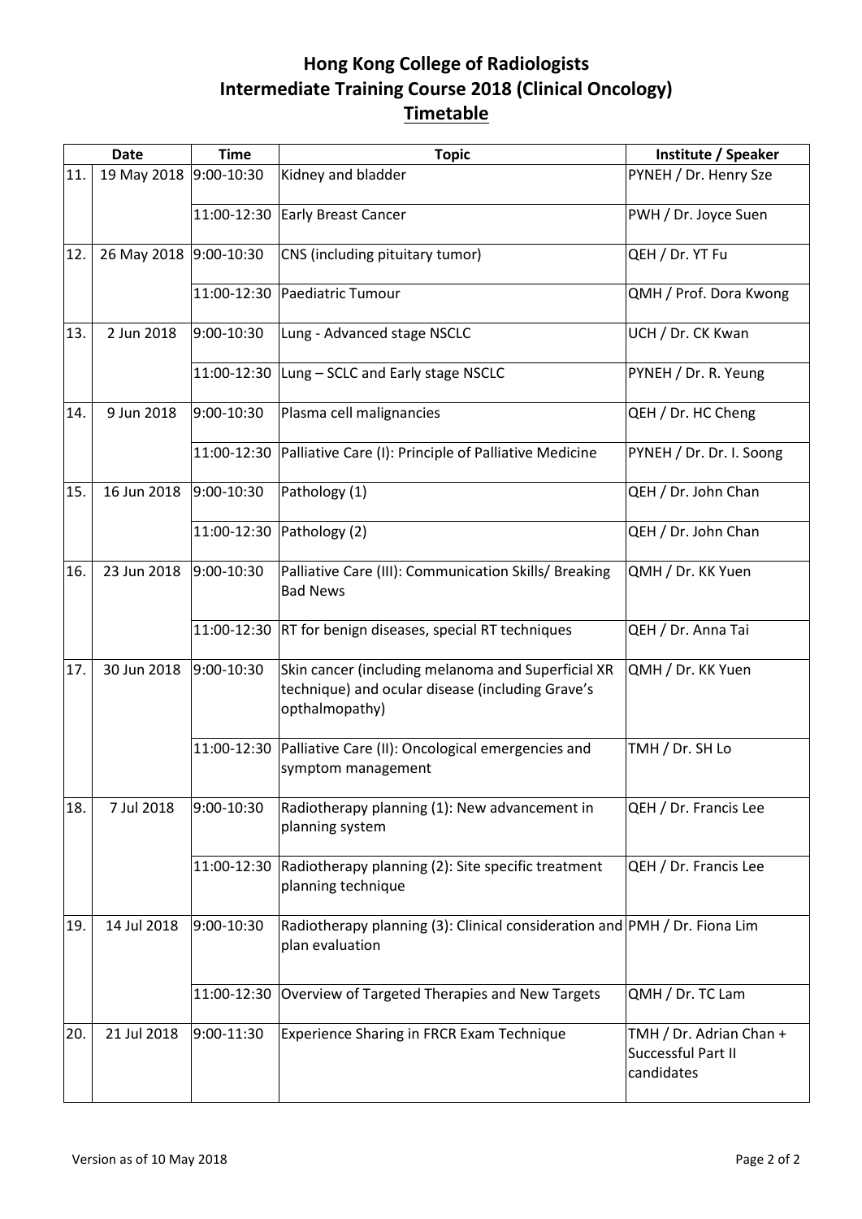# Hong Kong College of Radiologists
# Intermediate Training Course 2018 (Clinical Oncology)
## Timetable

| | Date | Time | Topic | Institute / Speaker |
|---|---|---|---|---|
| 11. | 19 May 2018 | 9:00-10:30 | Kidney and bladder | PYNEH / Dr. Henry Sze |
| | | 11:00-12:30 | Early Breast Cancer | PWH / Dr. Joyce Suen |
| 12. | 26 May 2018 | 9:00-10:30 | CNS (including pituitary tumor) | QEH / Dr. YT Fu |
| | | 11:00-12:30 | Paediatric Tumour | QMH / Prof. Dora Kwong |
| 13. | 2 Jun 2018 | 9:00-10:30 | Lung - Advanced stage NSCLC | UCH / Dr. CK Kwan |
| | | 11:00-12:30 | Lung – SCLC and Early stage NSCLC | PYNEH / Dr. R. Yeung |
| 14. | 9 Jun 2018 | 9:00-10:30 | Plasma cell malignancies | QEH / Dr. HC Cheng |
| | | 11:00-12:30 | Palliative Care (I): Principle of Palliative Medicine | PYNEH / Dr. Dr. I. Soong |
| 15. | 16 Jun 2018 | 9:00-10:30 | Pathology (1) | QEH / Dr. John Chan |
| | | 11:00-12:30 | Pathology (2) | QEH / Dr. John Chan |
| 16. | 23 Jun 2018 | 9:00-10:30 | Palliative Care (III): Communication Skills/ Breaking Bad News | QMH / Dr. KK Yuen |
| | | 11:00-12:30 | RT for benign diseases, special RT techniques | QEH / Dr. Anna Tai |
| 17. | 30 Jun 2018 | 9:00-10:30 | Skin cancer (including melanoma and Superficial XR technique) and ocular disease (including Grave's opthalmopathy) | QMH / Dr. KK Yuen |
| | | 11:00-12:30 | Palliative Care (II): Oncological emergencies and symptom management | TMH / Dr. SH Lo |
| 18. | 7 Jul 2018 | 9:00-10:30 | Radiotherapy planning (1): New advancement in planning system | QEH / Dr. Francis Lee |
| | | 11:00-12:30 | Radiotherapy planning (2): Site specific treatment planning technique | QEH / Dr. Francis Lee |
| 19. | 14 Jul 2018 | 9:00-10:30 | Radiotherapy planning (3): Clinical consideration and plan evaluation | PMH / Dr. Fiona Lim |
| | | 11:00-12:30 | Overview of Targeted Therapies and New Targets | QMH / Dr. TC Lam |
| 20. | 21 Jul 2018 | 9:00-11:30 | Experience Sharing in FRCR Exam Technique | TMH / Dr. Adrian Chan + Successful Part II candidates |

Version as of 10 May 2018